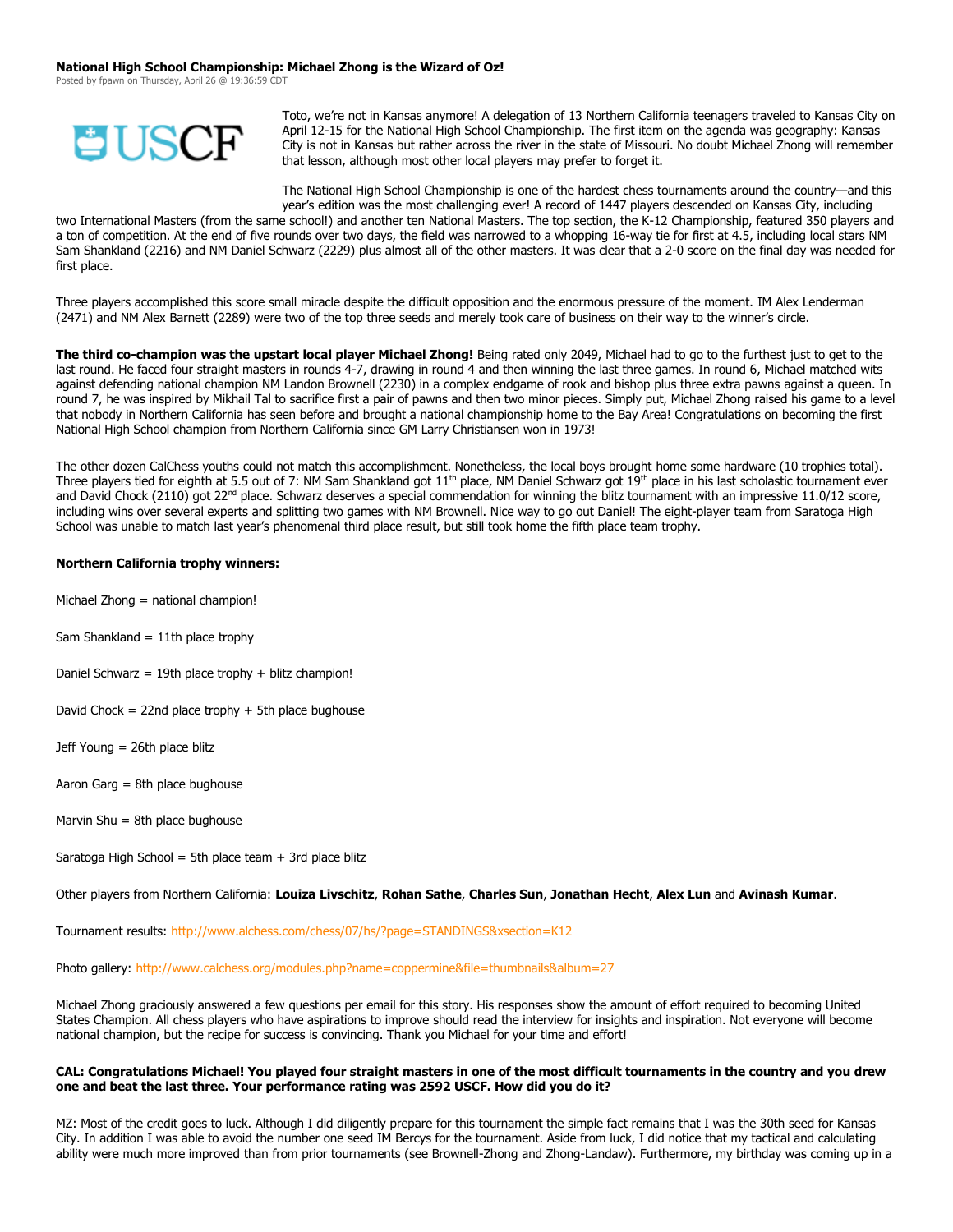**National High School Championship: Michael Zhong is the Wizard of Oz!**

Posted by fpawn on Thursday, April 26 @ 19:36:59 CDT

Toto, we're not in Kansas anymore! A delegation of 13 Northern California teenagers traveled to Kansas City on April 12-15 for the National High School Championship. The first item on the agenda was geography: Kansas City is not in Kansas but rather across the river in the state of Missouri. No doubt Michael Zhong will remember that lesson, although most other local players may prefer to forget it.

The National High School Championship is one of the hardest chess tournaments around the country—and this year's edition was the most challenging ever! A record of 1447 players descended on Kansas City, including two International Masters (from the same school!) and another ten National Masters. The top section, the K-12 Championship, featured 350 players and a ton of competition. At the end of five rounds over two days, the field was narrowed to a whopping 16-way tie for first at 4.5, including local stars NM Sam Shankland (2216) and NM Daniel Schwarz (2229) plus almost all of the other masters. It was clear that a 2-0 score on the final day was needed for first place.

Three players accomplished this score small miracle despite the difficult opposition and the enormous pressure of the moment. IM Alex Lenderman (2471) and NM Alex Barnett (2289) were two of the top three seeds and merely took care of business on their way to the winner's circle.

**The third co-champion was the upstart local player Michael Zhong!** Being rated only 2049, Michael had to go to the furthest just to get to the last round. He faced four straight masters in rounds 4-7, drawing in round 4 and then winning the last three games. In round 6, Michael matched wits against defending national champion NM Landon Brownell (2230) in a complex endgame of rook and bishop plus three extra pawns against a queen. In round 7, he was inspired by Mikhail Tal to sacrifice first a pair of pawns and then two minor pieces. Simply put, Michael Zhong raised his game to a level that nobody in Northern California has seen before and brought a national championship home to the Bay Area! Congratulations on becoming the first National High School champion from Northern California since GM Larry Christiansen won in 1973!

The other dozen CalChess youths could not match this accomplishment. Nonetheless, the local boys brought home some hardware (10 trophies total). Three players tied for eighth at 5.5 out of 7: NM Sam Shankland got 11th place, NM Daniel Schwarz got 19th place in his last scholastic tournament ever and David Chock (2110) got 22nd place. Schwarz deserves a special commendation for winning the blitz tournament with an impressive 11.0/12 score, including wins over several experts and splitting two games with NM Brownell. Nice way to go out Daniel! The eight-player team from Saratoga High School was unable to match last year's phenomenal third place result, but still took home the fifth place team trophy.

**Northern California trophy winners:**

Michael Zhong = national champion!

Sam Shankland = 11th place trophy

Daniel Schwarz = 19th place trophy + blitz champion!

David Chock = 22nd place trophy + 5th place bughouse

Jeff Young = 26th place blitz

Aaron Garg = 8th place bughouse

Marvin Shu = 8th place bughouse

Saratoga High School = 5th place team + 3rd place blitz

Other players from Northern California: **Louiza Livschitz**, **Rohan Sathe**, **Charles Sun**, **Jonathan Hecht**, **Alex Lun** and **Avinash Kumar**.

Tournament results: http://www.alchess.com/chess/07/hs/?page=STANDINGS&xsection=K12

Photo gallery: http://www.calchess.org/modules.php?name=coppermine&file=thumbnails&album=27

Michael Zhong graciously answered a few questions per email for this story. His responses show the amount of effort required to becoming United States Champion. All chess players who have aspirations to improve should read the interview for insights and inspiration. Not everyone will become national champion, but the recipe for success is convincing. Thank you Michael for your time and effort!

**CAL: Congratulations Michael! You played four straight masters in one of the most difficult tournaments in the country and you drew one and beat the last three. Your performance rating was 2592 USCF. How did you do it?**

MZ: Most of the credit goes to luck. Although I did diligently prepare for this tournament the simple fact remains that I was the 30th seed for Kansas City. In addition I was able to avoid the number one seed IM Bercys for the tournament. Aside from luck, I did notice that my tactical and calculating ability were much more improved than from prior tournaments (see Brownell-Zhong and Zhong-Landaw). Furthermore, my birthday was coming up in a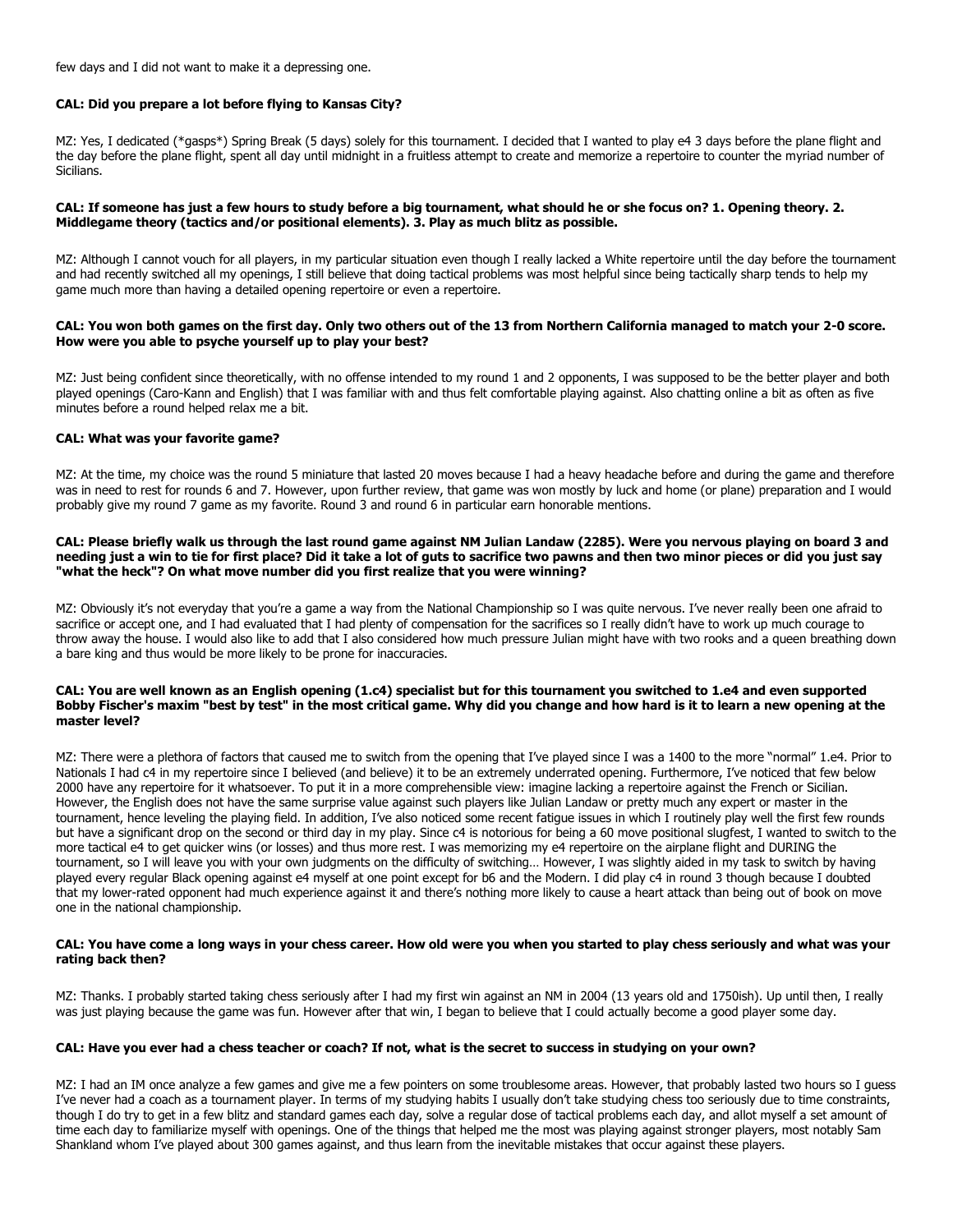few days and I did not want to make it a depressing one.

**CAL: Did you prepare a lot before flying to Kansas City?**

MZ: Yes, I dedicated (*gasps*) Spring Break (5 days) solely for this tournament. I decided that I wanted to play e4 3 days before the plane flight and the day before the plane flight, spent all day until midnight in a fruitless attempt to create and memorize a repertoire to counter the myriad number of Sicilians.

**CAL: If someone has just a few hours to study before a big tournament, what should he or she focus on? 1. Opening theory. 2. Middlegame theory (tactics and/or positional elements). 3. Play as much blitz as possible.**

MZ: Although I cannot vouch for all players, in my particular situation even though I really lacked a White repertoire until the day before the tournament and had recently switched all my openings, I still believe that doing tactical problems was most helpful since being tactically sharp tends to help my game much more than having a detailed opening repertoire or even a repertoire.

**CAL: You won both games on the first day. Only two others out of the 13 from Northern California managed to match your 2-0 score. How were you able to psyche yourself up to play your best?**

MZ: Just being confident since theoretically, with no offense intended to my round 1 and 2 opponents, I was supposed to be the better player and both played openings (Caro-Kann and English) that I was familiar with and thus felt comfortable playing against. Also chatting online a bit as often as five minutes before a round helped relax me a bit.

**CAL: What was your favorite game?**

MZ: At the time, my choice was the round 5 miniature that lasted 20 moves because I had a heavy headache before and during the game and therefore was in need to rest for rounds 6 and 7. However, upon further review, that game was won mostly by luck and home (or plane) preparation and I would probably give my round 7 game as my favorite. Round 3 and round 6 in particular earn honorable mentions.

**CAL: Please briefly walk us through the last round game against NM Julian Landaw (2285). Were you nervous playing on board 3 and needing just a win to tie for first place? Did it take a lot of guts to sacrifice two pawns and then two minor pieces or did you just say "what the heck"? On what move number did you first realize that you were winning?**

MZ: Obviously it's not everyday that you're a game a way from the National Championship so I was quite nervous. I've never really been one afraid to sacrifice or accept one, and I had evaluated that I had plenty of compensation for the sacrifices so I really didn't have to work up much courage to throw away the house. I would also like to add that I also considered how much pressure Julian might have with two rooks and a queen breathing down a bare king and thus would be more likely to be prone for inaccuracies.

**CAL: You are well known as an English opening (1.c4) specialist but for this tournament you switched to 1.e4 and even supported Bobby Fischer's maxim "best by test" in the most critical game. Why did you change and how hard is it to learn a new opening at the master level?**

MZ: There were a plethora of factors that caused me to switch from the opening that I've played since I was a 1400 to the more "normal" 1.e4. Prior to Nationals I had c4 in my repertoire since I believed (and believe) it to be an extremely underrated opening. Furthermore, I've noticed that few below 2000 have any repertoire for it whatsoever. To put it in a more comprehensible view: imagine lacking a repertoire against the French or Sicilian. However, the English does not have the same surprise value against such players like Julian Landaw or pretty much any expert or master in the tournament, hence leveling the playing field. In addition, I've also noticed some recent fatigue issues in which I routinely play well the first few rounds but have a significant drop on the second or third day in my play. Since c4 is notorious for being a 60 move positional slugfest, I wanted to switch to the more tactical e4 to get quicker wins (or losses) and thus more rest. I was memorizing my e4 repertoire on the airplane flight and DURING the tournament, so I will leave you with your own judgments on the difficulty of switching… However, I was slightly aided in my task to switch by having played every regular Black opening against e4 myself at one point except for b6 and the Modern. I did play c4 in round 3 though because I doubted that my lower-rated opponent had much experience against it and there's nothing more likely to cause a heart attack than being out of book on move one in the national championship.

**CAL: You have come a long ways in your chess career. How old were you when you started to play chess seriously and what was your rating back then?**

MZ: Thanks. I probably started taking chess seriously after I had my first win against an NM in 2004 (13 years old and 1750ish). Up until then, I really was just playing because the game was fun. However after that win, I began to believe that I could actually become a good player some day.

**CAL: Have you ever had a chess teacher or coach? If not, what is the secret to success in studying on your own?**

MZ: I had an IM once analyze a few games and give me a few pointers on some troublesome areas. However, that probably lasted two hours so I guess I've never had a coach as a tournament player. In terms of my studying habits I usually don't take studying chess too seriously due to time constraints, though I do try to get in a few blitz and standard games each day, solve a regular dose of tactical problems each day, and allot myself a set amount of time each day to familiarize myself with openings. One of the things that helped me the most was playing against stronger players, most notably Sam Shankland whom I've played about 300 games against, and thus learn from the inevitable mistakes that occur against these players.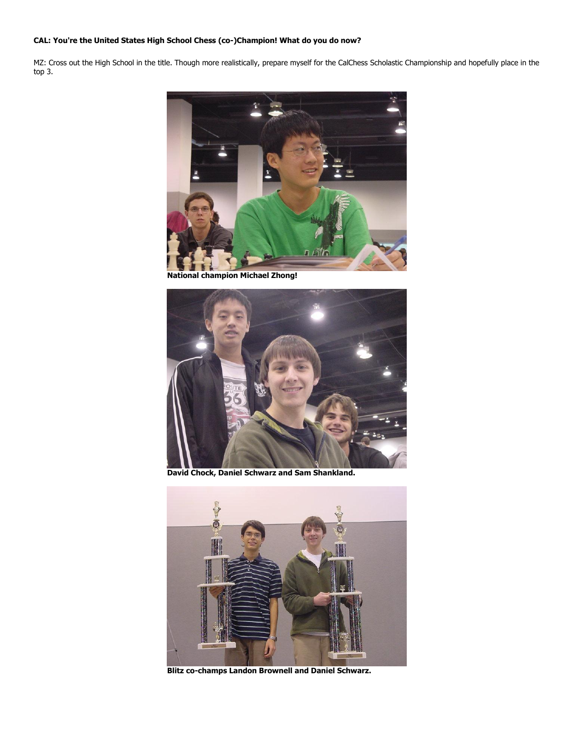**CAL: You're the United States High School Chess (co-)Champion! What do you do now?**

MZ: Cross out the High School in the title. Though more realistically, prepare myself for the CalChess Scholastic Championship and hopefully place in the top 3.

**National champion Michael Zhong!**

**David Chock, Daniel Schwarz and Sam Shankland.**

**Blitz co-champs Landon Brownell and Daniel Schwarz.**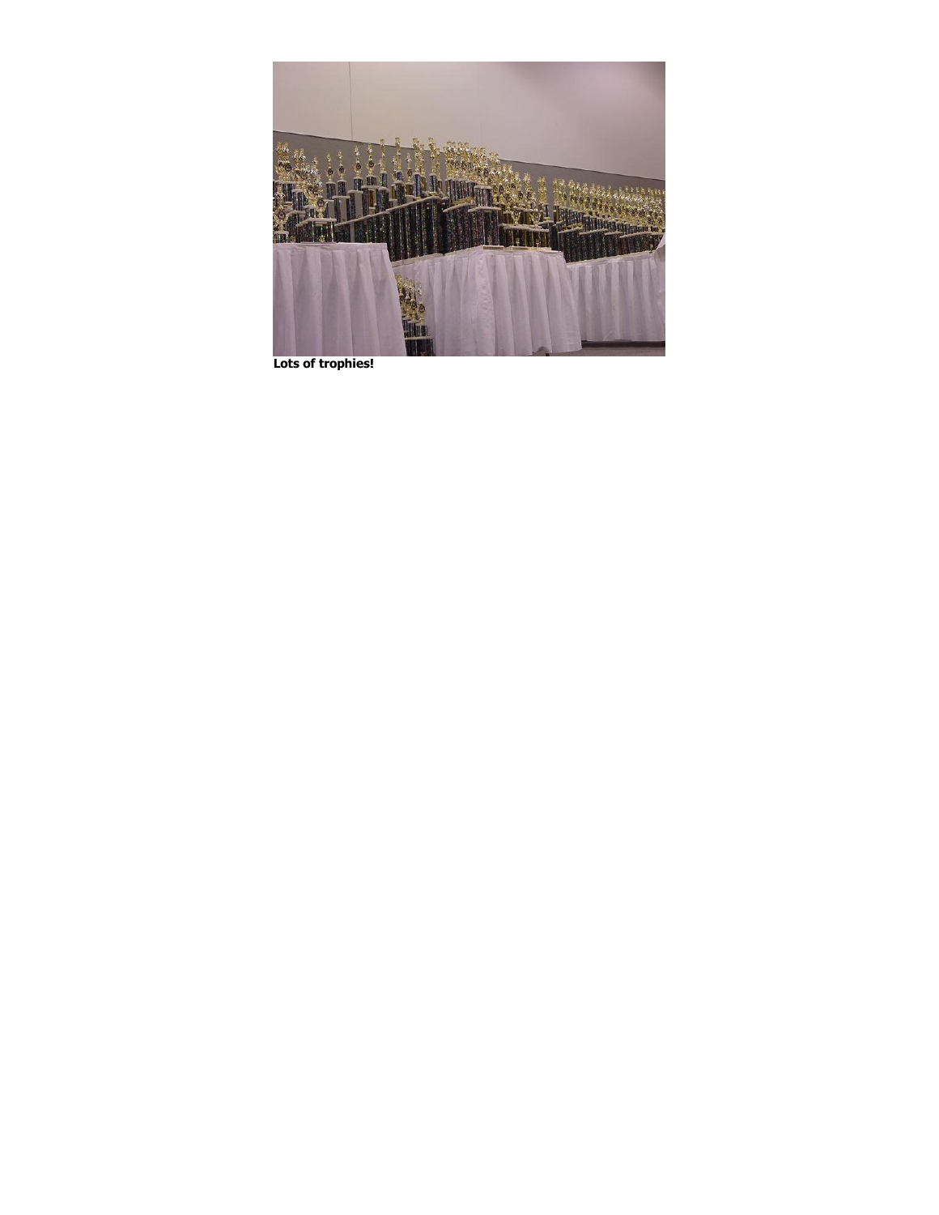**Lots of trophies!**